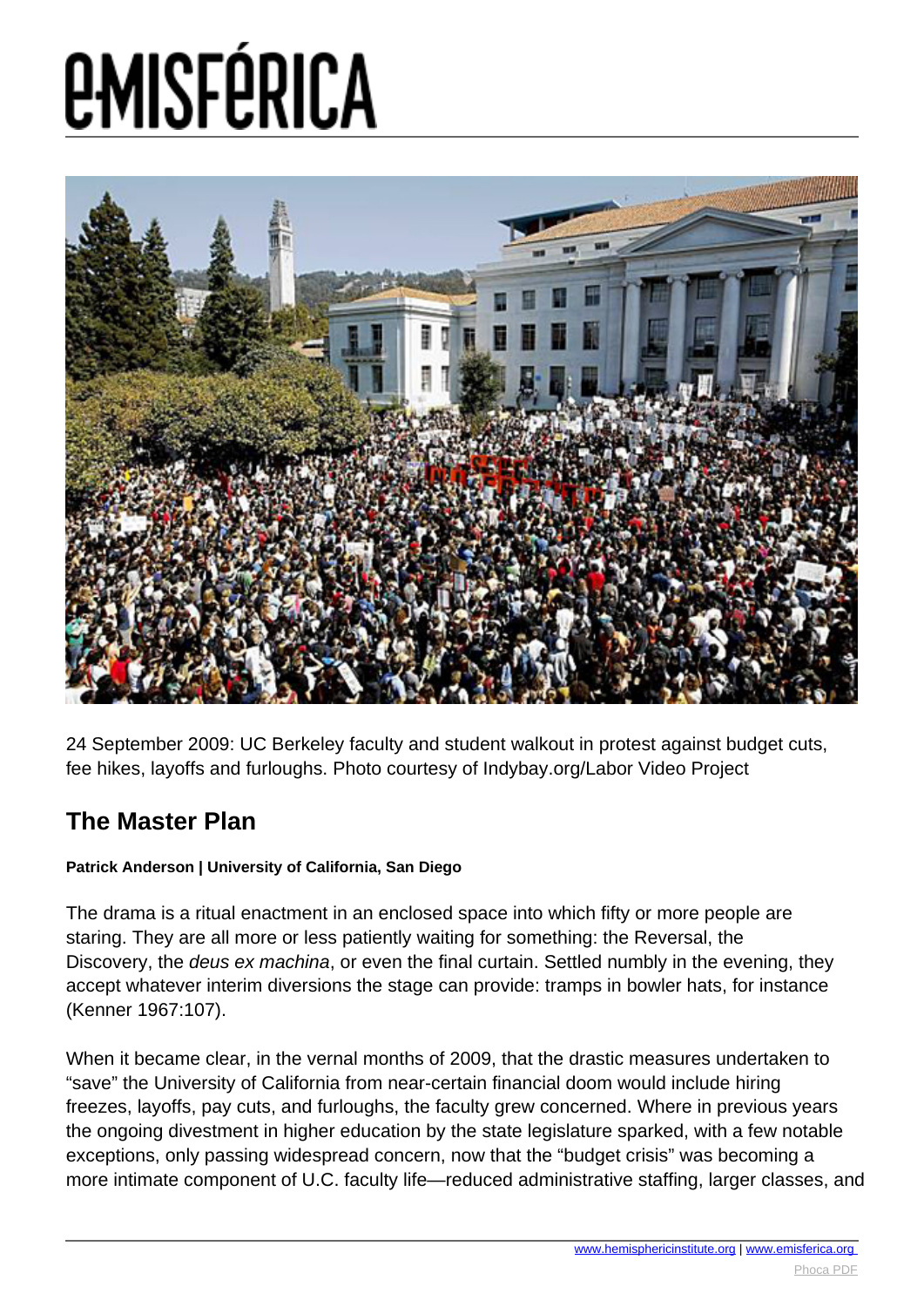24 September 2009: UC Berkeley faculty and student walkout in protest against budget cuts, fee hikes, layoffs and furloughs. Photo courtesy of Indybay.org/Labor Video Project

## The Master Plan

**Patrick Anderson | University of California, San Diego**

The drama is a ritual enactment in an enclosed space into which fifty or more people are staring. They are all more or less patiently waiting for something: the Reversal, the Discovery, the *deus ex machina*, or even the final curtain. Settled numbly in the evening, they accept whatever interim diversions the stage can provide: tramps in bowler hats, for instance (Kenner 1967:107).

When it became clear, in the vernal months of 2009, that the drastic measures undertaken to "save" the University of California from near-certain financial doom would include hiring freezes, layoffs, pay cuts, and furloughs, the faculty grew concerned. Where in previous years the ongoing divestment in higher education by the state legislature sparked, with a few notable exceptions, only passing widespread concern, now that the "budget crisis" was becoming a more intimate component of U.C. faculty life—reduced administrative staffing, larger classes, and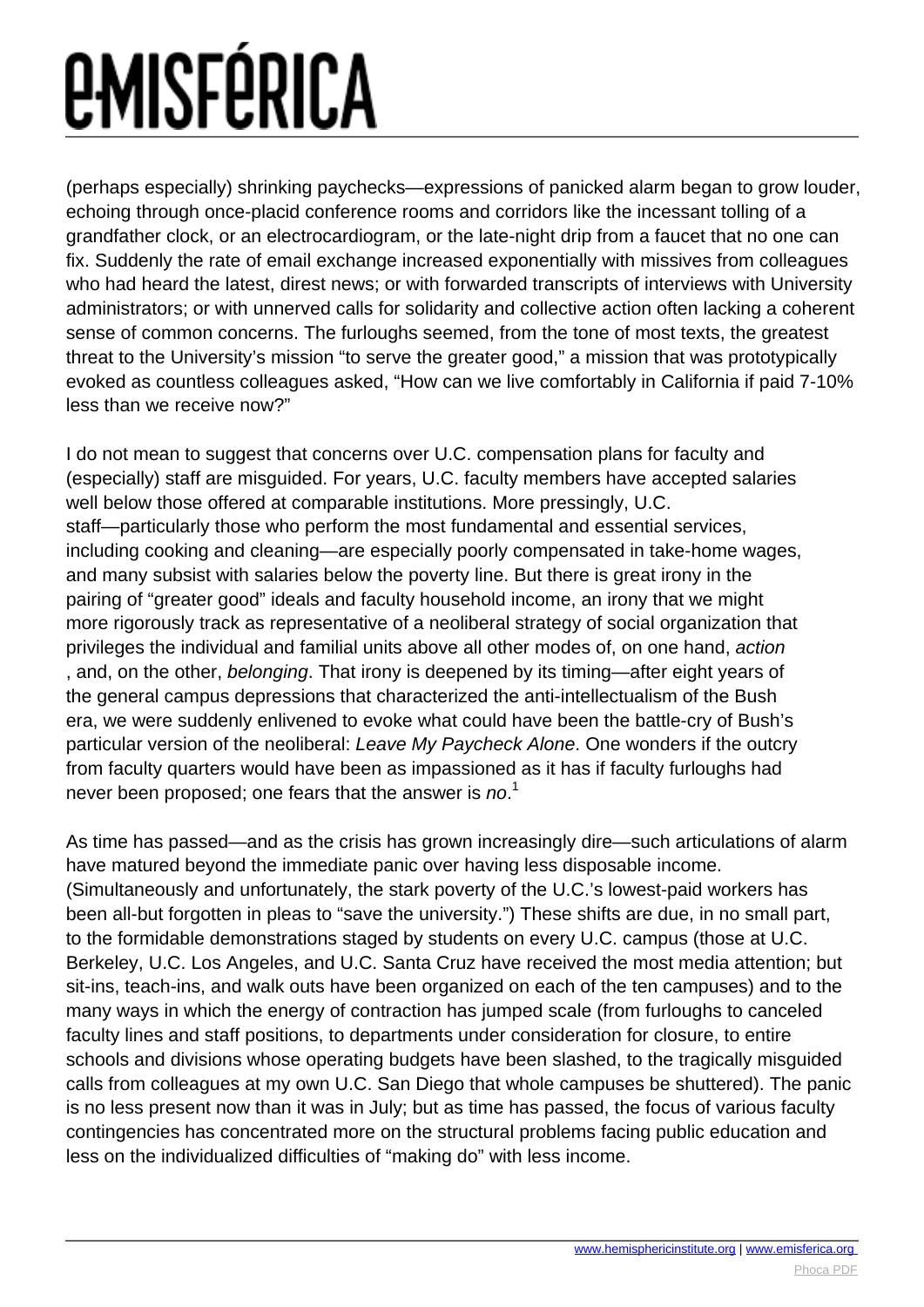(perhaps especially) shrinking paychecks—expressions of panicked alarm began to grow louder, echoing through once-placid conference rooms and corridors like the incessant tolling of a grandfather clock, or an electrocardiogram, or the late-night drip from a faucet that no one can fix. Suddenly the rate of email exchange increased exponentially with missives from colleagues who had heard the latest, direst news; or with forwarded transcripts of interviews with University administrators; or with unnerved calls for solidarity and collective action often lacking a coherent sense of common concerns. The furloughs seemed, from the tone of most texts, the greatest threat to the University's mission "to serve the greater good," a mission that was prototypically evoked as countless colleagues asked, "How can we live comfortably in California if paid 7-10% less than we receive now?"

I do not mean to suggest that concerns over U.C. compensation plans for faculty and (especially) staff are misguided. For years, U.C. faculty members have accepted salaries well below those offered at comparable institutions. More pressingly, U.C. staff—particularly those who perform the most fundamental and essential services, including cooking and cleaning—are especially poorly compensated in take-home wages, and many subsist with salaries below the poverty line. But there is great irony in the pairing of "greater good" ideals and faculty household income, an irony that we might more rigorously track as representative of a neoliberal strategy of social organization that privileges the individual and familial units above all other modes of, on one hand, *action*, and, on the other, *belonging*. That irony is deepened by its timing—after eight years of the general campus depressions that characterized the anti-intellectualism of the Bush era, we were suddenly enlivened to evoke what could have been the battle-cry of Bush's particular version of the neoliberal: *Leave My Paycheck Alone*. One wonders if the outcry from faculty quarters would have been as impassioned as it has if faculty furloughs had never been proposed; one fears that the answer is *no*.[1]

As time has passed—and as the crisis has grown increasingly dire—such articulations of alarm have matured beyond the immediate panic over having less disposable income. (Simultaneously and unfortunately, the stark poverty of the U.C.'s lowest-paid workers has been all-but forgotten in pleas to "save the university.") These shifts are due, in no small part, to the formidable demonstrations staged by students on every U.C. campus (those at U.C. Berkeley, U.C. Los Angeles, and U.C. Santa Cruz have received the most media attention; but sit-ins, teach-ins, and walk outs have been organized on each of the ten campuses) and to the many ways in which the energy of contraction has jumped scale (from furloughs to canceled faculty lines and staff positions, to departments under consideration for closure, to entire schools and divisions whose operating budgets have been slashed, to the tragically misguided calls from colleagues at my own U.C. San Diego that whole campuses be shuttered). The panic is no less present now than it was in July; but as time has passed, the focus of various faculty contingencies has concentrated more on the structural problems facing public education and less on the individualized difficulties of "making do" with less income.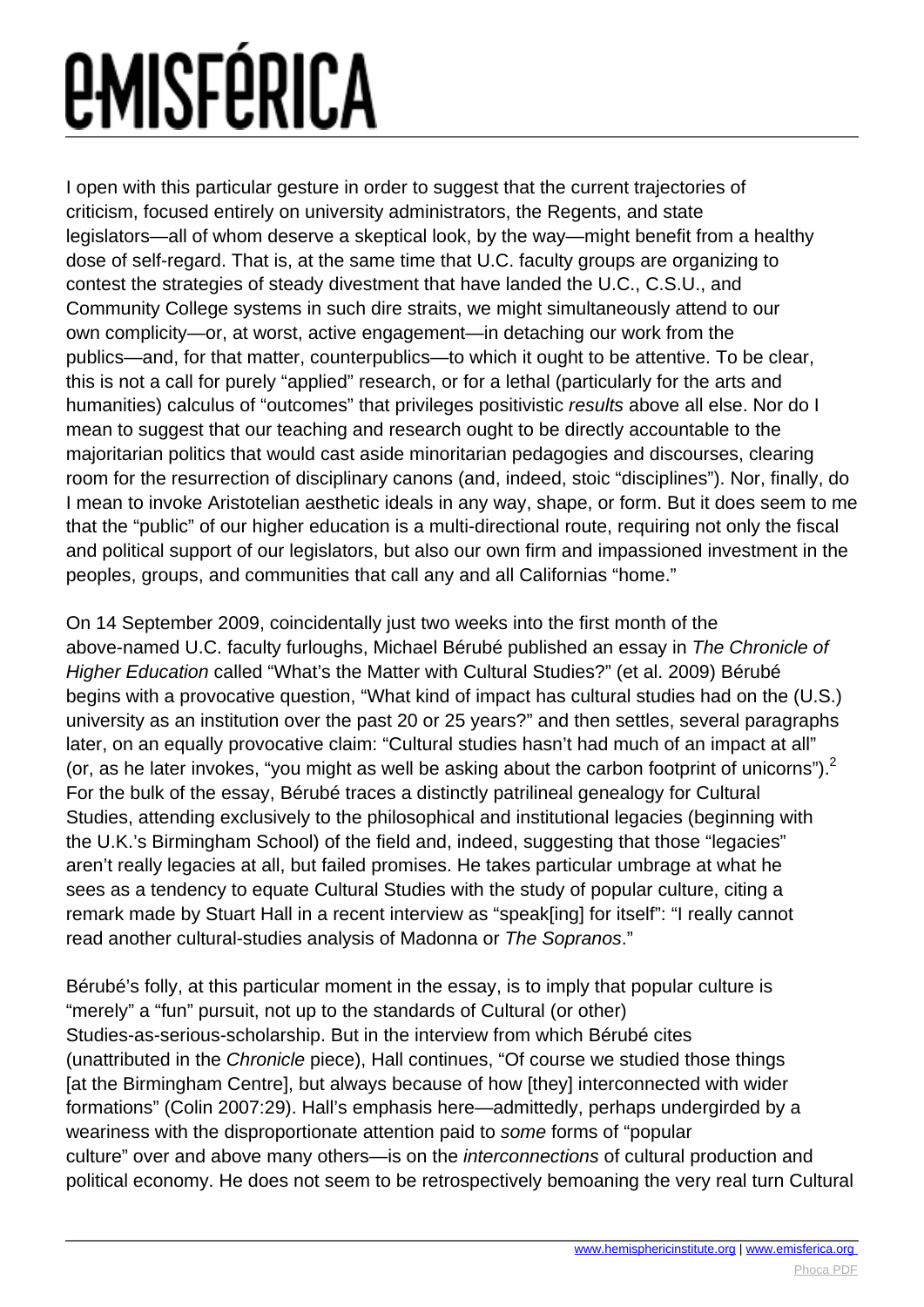I open with this particular gesture in order to suggest that the current trajectories of criticism, focused entirely on university administrators, the Regents, and state legislators—all of whom deserve a skeptical look, by the way—might benefit from a healthy dose of self-regard. That is, at the same time that U.C. faculty groups are organizing to contest the strategies of steady divestment that have landed the U.C., C.S.U., and Community College systems in such dire straits, we might simultaneously attend to our own complicity—or, at worst, active engagement—in detaching our work from the publics—and, for that matter, counterpublics—to which it ought to be attentive. To be clear, this is not a call for purely "applied" research, or for a lethal (particularly for the arts and humanities) calculus of "outcomes" that privileges positivistic *results* above all else. Nor do I mean to suggest that our teaching and research ought to be directly accountable to the majoritarian politics that would cast aside minoritarian pedagogies and discourses, clearing room for the resurrection of disciplinary canons (and, indeed, stoic "disciplines"). Nor, finally, do I mean to invoke Aristotelian aesthetic ideals in any way, shape, or form. But it does seem to me that the "public" of our higher education is a multi-directional route, requiring not only the fiscal and political support of our legislators, but also our own firm and impassioned investment in the peoples, groups, and communities that call any and all Californias "home."

On 14 September 2009, coincidentally just two weeks into the first month of the above-named U.C. faculty furloughs, Michael Bérubé published an essay in *The Chronicle of Higher Education* called "What's the Matter with Cultural Studies?" (et al. 2009) Bérubé begins with a provocative question, "What kind of impact has cultural studies had on the (U.S.) university as an institution over the past 20 or 25 years?" and then settles, several paragraphs later, on an equally provocative claim: "Cultural studies hasn't had much of an impact at all" (or, as he later invokes, "you might as well be asking about the carbon footprint of unicorns").[2] For the bulk of the essay, Bérubé traces a distinctly patrilineal genealogy for Cultural Studies, attending exclusively to the philosophical and institutional legacies (beginning with the U.K.'s Birmingham School) of the field and, indeed, suggesting that those "legacies" aren't really legacies at all, but failed promises. He takes particular umbrage at what he sees as a tendency to equate Cultural Studies with the study of popular culture, citing a remark made by Stuart Hall in a recent interview as "speak[ing] for itself": "I really cannot read another cultural-studies analysis of Madonna or *The Sopranos*."

Bérubé's folly, at this particular moment in the essay, is to imply that popular culture is "merely" a "fun" pursuit, not up to the standards of Cultural (or other) Studies-as-serious-scholarship. But in the interview from which Bérubé cites (unattributed in the *Chronicle* piece), Hall continues, "Of course we studied those things [at the Birmingham Centre], but always because of how [they] interconnected with wider formations" (Colin 2007:29). Hall's emphasis here—admittedly, perhaps undergirded by a weariness with the disproportionate attention paid to *some* forms of "popular culture" over and above many others—is on the *interconnections* of cultural production and political economy. He does not seem to be retrospectively bemoaning the very real turn Cultural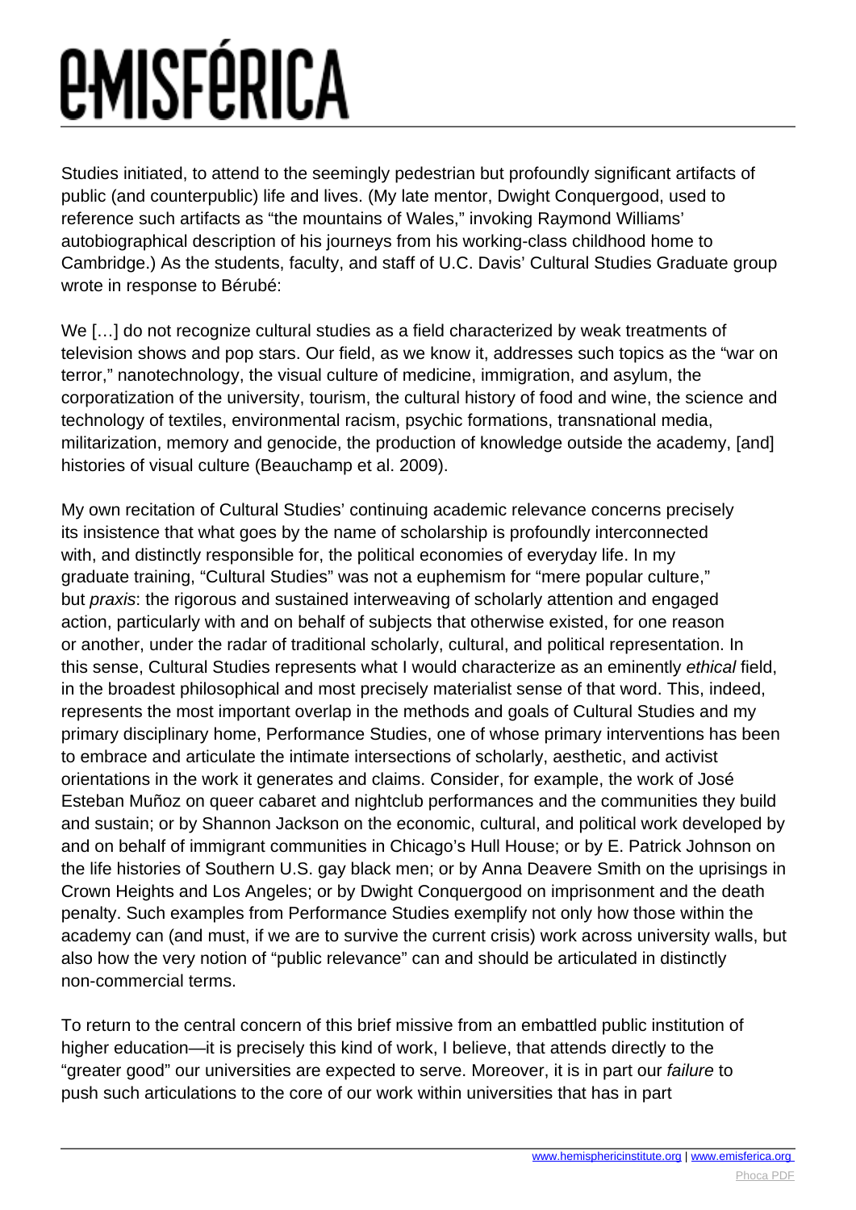Studies initiated, to attend to the seemingly pedestrian but profoundly significant artifacts of public (and counterpublic) life and lives. (My late mentor, Dwight Conquergood, used to reference such artifacts as "the mountains of Wales," invoking Raymond Williams' autobiographical description of his journeys from his working-class childhood home to Cambridge.) As the students, faculty, and staff of U.C. Davis' Cultural Studies Graduate group wrote in response to Bérubé:

We […] do not recognize cultural studies as a field characterized by weak treatments of television shows and pop stars. Our field, as we know it, addresses such topics as the "war on terror," nanotechnology, the visual culture of medicine, immigration, and asylum, the corporatization of the university, tourism, the cultural history of food and wine, the science and technology of textiles, environmental racism, psychic formations, transnational media, militarization, memory and genocide, the production of knowledge outside the academy, [and] histories of visual culture (Beauchamp et al. 2009).

My own recitation of Cultural Studies' continuing academic relevance concerns precisely its insistence that what goes by the name of scholarship is profoundly interconnected with, and distinctly responsible for, the political economies of everyday life. In my graduate training, "Cultural Studies" was not a euphemism for "mere popular culture," but *praxis*: the rigorous and sustained interweaving of scholarly attention and engaged action, particularly with and on behalf of subjects that otherwise existed, for one reason or another, under the radar of traditional scholarly, cultural, and political representation. In this sense, Cultural Studies represents what I would characterize as an eminently *ethical* field, in the broadest philosophical and most precisely materialist sense of that word. This, indeed, represents the most important overlap in the methods and goals of Cultural Studies and my primary disciplinary home, Performance Studies, one of whose primary interventions has been to embrace and articulate the intimate intersections of scholarly, aesthetic, and activist orientations in the work it generates and claims. Consider, for example, the work of José Esteban Muñoz on queer cabaret and nightclub performances and the communities they build and sustain; or by Shannon Jackson on the economic, cultural, and political work developed by and on behalf of immigrant communities in Chicago's Hull House; or by E. Patrick Johnson on the life histories of Southern U.S. gay black men; or by Anna Deavere Smith on the uprisings in Crown Heights and Los Angeles; or by Dwight Conquergood on imprisonment and the death penalty. Such examples from Performance Studies exemplify not only how those within the academy can (and must, if we are to survive the current crisis) work across university walls, but also how the very notion of "public relevance" can and should be articulated in distinctly non-commercial terms.

To return to the central concern of this brief missive from an embattled public institution of higher education—it is precisely this kind of work, I believe, that attends directly to the "greater good" our universities are expected to serve. Moreover, it is in part our *failure* to push such articulations to the core of our work within universities that has in part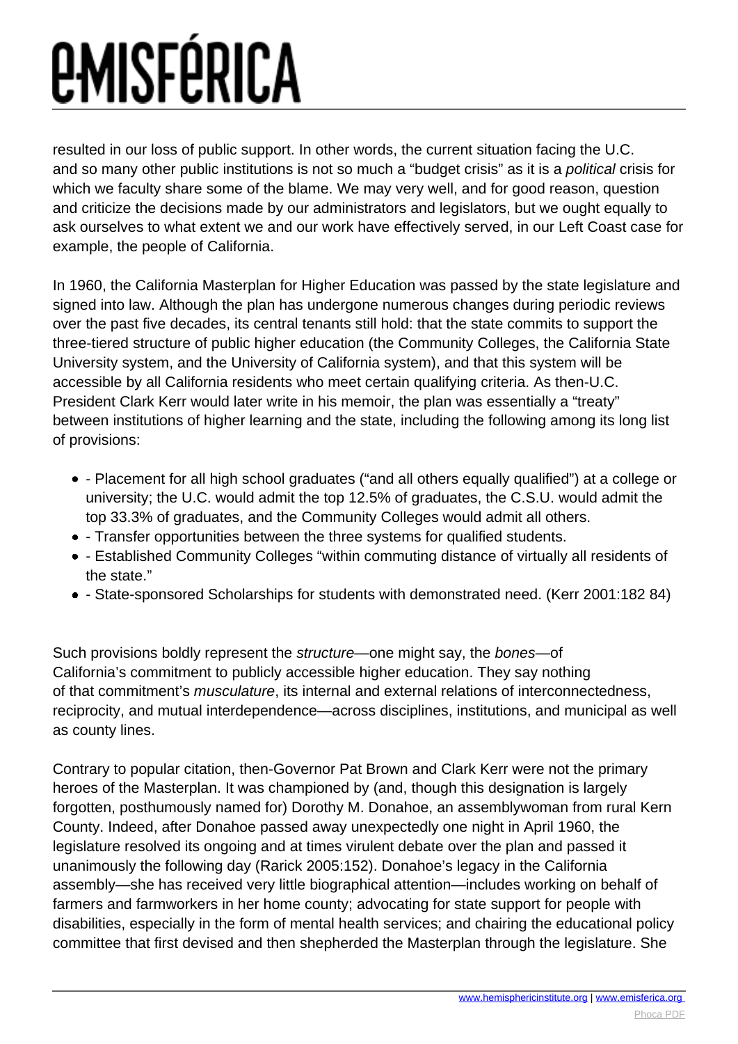resulted in our loss of public support. In other words, the current situation facing the U.C. and so many other public institutions is not so much a "budget crisis" as it is a *political* crisis for which we faculty share some of the blame. We may very well, and for good reason, question and criticize the decisions made by our administrators and legislators, but we ought equally to ask ourselves to what extent we and our work have effectively served, in our Left Coast case for example, the people of California.

In 1960, the California Masterplan for Higher Education was passed by the state legislature and signed into law. Although the plan has undergone numerous changes during periodic reviews over the past five decades, its central tenants still hold: that the state commits to support the three-tiered structure of public higher education (the Community Colleges, the California State University system, and the University of California system), and that this system will be accessible by all California residents who meet certain qualifying criteria. As then-U.C. President Clark Kerr would later write in his memoir, the plan was essentially a "treaty" between institutions of higher learning and the state, including the following among its long list of provisions:

- - Placement for all high school graduates ("and all others equally qualified") at a college or university; the U.C. would admit the top 12.5% of graduates, the C.S.U. would admit the top 33.3% of graduates, and the Community Colleges would admit all others.
- - Transfer opportunities between the three systems for qualified students.
- - Established Community Colleges "within commuting distance of virtually all residents of the state."
- - State-sponsored Scholarships for students with demonstrated need. (Kerr 2001:182 84)

Such provisions boldly represent the *structure*—one might say, the *bones*—of California's commitment to publicly accessible higher education. They say nothing of that commitment's *musculature*, its internal and external relations of interconnectedness, reciprocity, and mutual interdependence—across disciplines, institutions, and municipal as well as county lines.

Contrary to popular citation, then-Governor Pat Brown and Clark Kerr were not the primary heroes of the Masterplan. It was championed by (and, though this designation is largely forgotten, posthumously named for) Dorothy M. Donahoe, an assemblywoman from rural Kern County. Indeed, after Donahoe passed away unexpectedly one night in April 1960, the legislature resolved its ongoing and at times virulent debate over the plan and passed it unanimously the following day (Rarick 2005:152). Donahoe's legacy in the California assembly—she has received very little biographical attention—includes working on behalf of farmers and farmworkers in her home county; advocating for state support for people with disabilities, especially in the form of mental health services; and chairing the educational policy committee that first devised and then shepherded the Masterplan through the legislature. She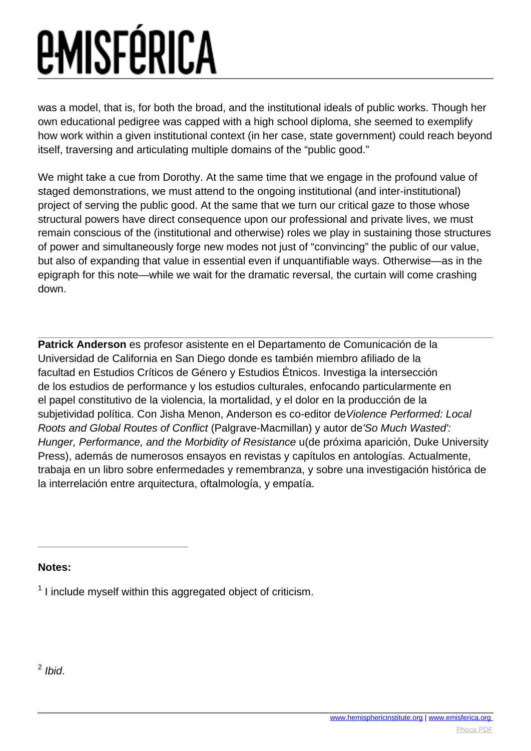was a model, that is, for both the broad, and the institutional ideals of public works. Though her own educational pedigree was capped with a high school diploma, she seemed to exemplify how work within a given institutional context (in her case, state government) could reach beyond itself, traversing and articulating multiple domains of the "public good."

We might take a cue from Dorothy. At the same time that we engage in the profound value of staged demonstrations, we must attend to the ongoing institutional (and inter-institutional) project of serving the public good. At the same that we turn our critical gaze to those whose structural powers have direct consequence upon our professional and private lives, we must remain conscious of the (institutional and otherwise) roles we play in sustaining those structures of power and simultaneously forge new modes not just of "convincing" the public of our value, but also of expanding that value in essential even if unquantifiable ways. Otherwise—as in the epigraph for this note—while we wait for the dramatic reversal, the curtain will come crashing down.

---

**Patrick Anderson** es profesor asistente en el Departamento de Comunicación de la Universidad de California en San Diego donde es también miembro afiliado de la facultad en Estudios Críticos de Género y Estudios Étnicos. Investiga la intersección de los estudios de performance y los estudios culturales, enfocando particularmente en el papel constitutivo de la violencia, la mortalidad, y el dolor en la producción de la subjetividad política. Con Jisha Menon, Anderson es co-editor de*Violence Performed: Local Roots and Global Routes of Conflict* (Palgrave-Macmillan) y autor de*'So Much Wasted': Hunger, Performance, and the Morbidity of Resistance* u(de próxima aparición, Duke University Press), además de numerosos ensayos en revistas y capítulos en antologías. Actualmente, trabaja en un libro sobre enfermedades y remembranza, y sobre una investigación histórica de la interrelación entre arquitectura, oftalmología, y empatía.

---

**Notes:**

[1] I include myself within this aggregated object of criticism.

[2] *Ibid*.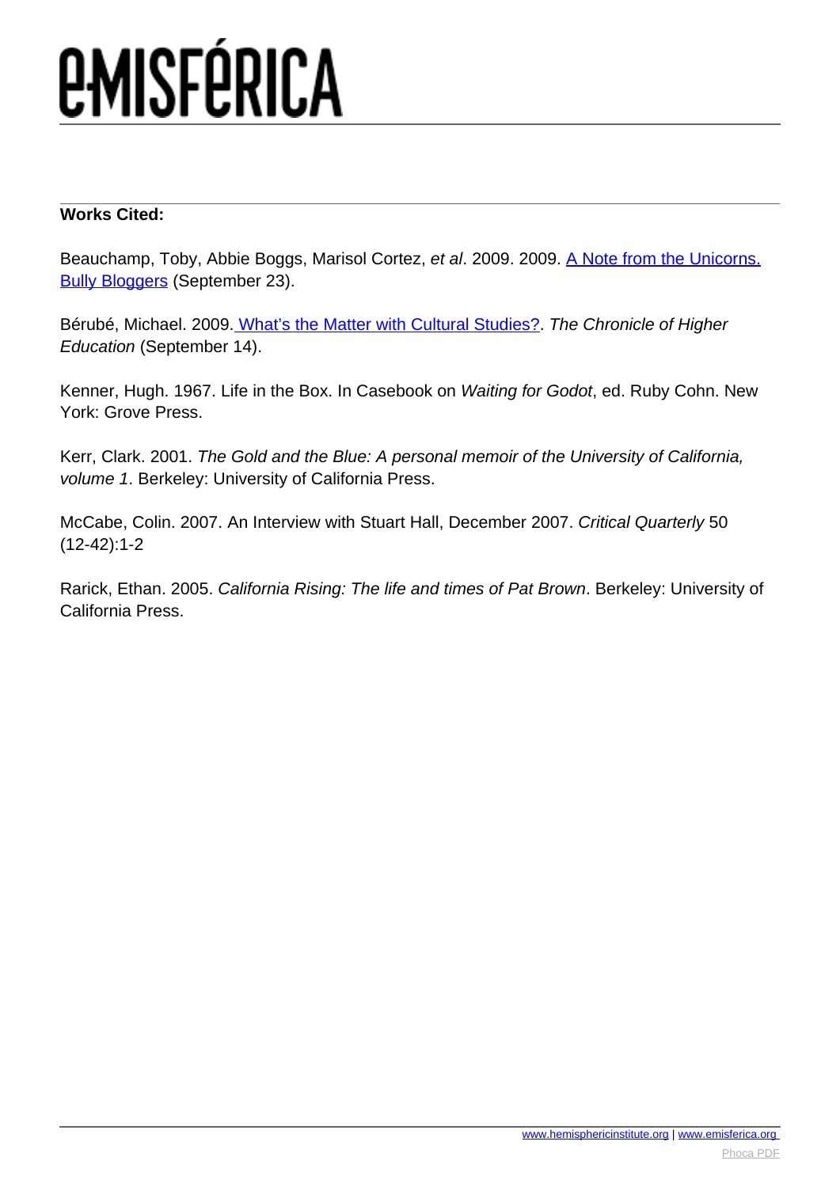**Works Cited:**

Beauchamp, Toby, Abbie Boggs, Marisol Cortez, *et al*. 2009. 2009. A Note from the Unicorns. Bully Bloggers (September 23).

Bérubé, Michael. 2009. What's the Matter with Cultural Studies?. *The Chronicle of Higher Education* (September 14).

Kenner, Hugh. 1967. Life in the Box. In Casebook on *Waiting for Godot*, ed. Ruby Cohn. New York: Grove Press.

Kerr, Clark. 2001. *The Gold and the Blue: A personal memoir of the University of California, volume 1*. Berkeley: University of California Press.

McCabe, Colin. 2007. An Interview with Stuart Hall, December 2007. *Critical Quarterly* 50 (12-42):1-2

Rarick, Ethan. 2005. *California Rising: The life and times of Pat Brown*. Berkeley: University of California Press.